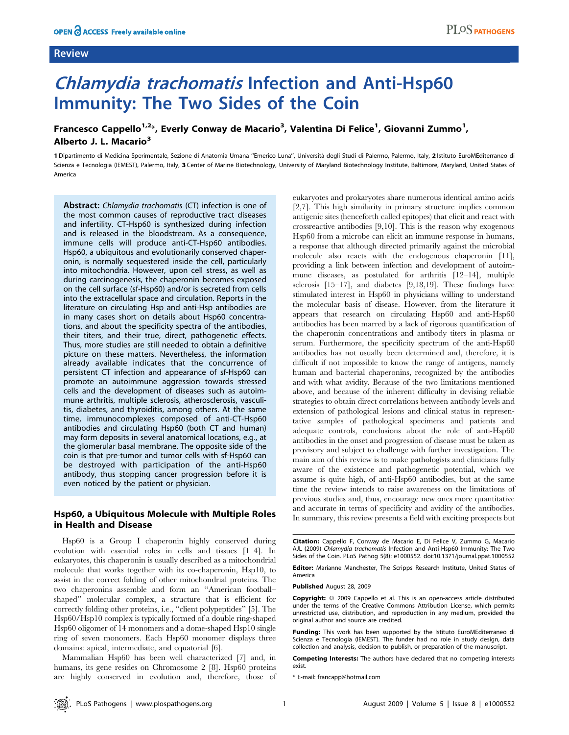Review

# *Chlamydia trachomatis* Infection and Anti-Hsp60 Immunity: The Two Sides of the Coin

**Francesco Cappello[1,2]\*, Everly Conway de Macario[3], Valentina Di Felice[1], Giovanni Zummo[1], Alberto J. L. Macario[3]**

1 Dipartimento di Medicina Sperimentale, Sezione di Anatomia Umana "Emerico Luna", Università degli Studi di Palermo, Palermo, Italy, 2 Istituto EuroMEditerraneo di Scienza e Tecnologia (IEMEST), Palermo, Italy, 3 Center of Marine Biotechnology, University of Maryland Biotechnology Institute, Baltimore, Maryland, United States of America

**Abstract:** *Chlamydia trachomatis* (CT) infection is one of the most common causes of reproductive tract diseases and infertility. CT-Hsp60 is synthesized during infection and is released in the bloodstream. As a consequence, immune cells will produce anti-CT-Hsp60 antibodies. Hsp60, a ubiquitous and evolutionarily conserved chaperonin, is normally sequestered inside the cell, particularly into mitochondria. However, upon cell stress, as well as during carcinogenesis, the chaperonin becomes exposed on the cell surface (sf-Hsp60) and/or is secreted from cells into the extracellular space and circulation. Reports in the literature on circulating Hsp and anti-Hsp antibodies are in many cases short on details about Hsp60 concentrations, and about the specificity spectra of the antibodies, their titers, and their true, direct, pathogenetic effects. Thus, more studies are still needed to obtain a definitive picture on these matters. Nevertheless, the information already available indicates that the concurrence of persistent CT infection and appearance of sf-Hsp60 can promote an autoimmune aggression towards stressed cells and the development of diseases such as autoimmune arthritis, multiple sclerosis, atherosclerosis, vasculitis, diabetes, and thyroiditis, among others. At the same time, immunocomplexes composed of anti-CT-Hsp60 antibodies and circulating Hsp60 (both CT and human) may form deposits in several anatomical locations, e.g., at the glomerular basal membrane. The opposite side of the coin is that pre-tumor and tumor cells with sf-Hsp60 can be destroyed with participation of the anti-Hsp60 antibody, thus stopping cancer progression before it is even noticed by the patient or physician.

## Hsp60, a Ubiquitous Molecule with Multiple Roles in Health and Disease

Hsp60 is a Group I chaperonin highly conserved during evolution with essential roles in cells and tissues [1–4]. In eukaryotes, this chaperonin is usually described as a mitochondrial molecule that works together with its co-chaperonin, Hsp10, to assist in the correct folding of other mitochondrial proteins. The two chaperonins assemble and form an "American football–shaped" molecular complex, a structure that is efficient for correctly folding other proteins, i.e., "client polypeptides" [5]. The Hsp60/Hsp10 complex is typically formed of a double ring-shaped Hsp60 oligomer of 14 monomers and a dome-shaped Hsp10 single ring of seven monomers. Each Hsp60 monomer displays three domains: apical, intermediate, and equatorial [6].

Mammalian Hsp60 has been well characterized [7] and, in humans, its gene resides on Chromosome 2 [8]. Hsp60 proteins are highly conserved in evolution and, therefore, those of eukaryotes and prokaryotes share numerous identical amino acids [2,7]. This high similarity in primary structure implies common antigenic sites (henceforth called epitopes) that elicit and react with crossreactive antibodies [9,10]. This is the reason why exogenous Hsp60 from a microbe can elicit an immune response in humans, a response that although directed primarily against the microbial molecule also reacts with the endogenous chaperonin [11], providing a link between infection and development of autoimmune diseases, as postulated for arthritis [12–14], multiple sclerosis [15–17], and diabetes [9,18,19]. These findings have stimulated interest in Hsp60 in physicians willing to understand the molecular basis of disease. However, from the literature it appears that research on circulating Hsp60 and anti-Hsp60 antibodies has been marred by a lack of rigorous quantification of the chaperonin concentrations and antibody titers in plasma or serum. Furthermore, the specificity spectrum of the anti-Hsp60 antibodies has not usually been determined and, therefore, it is difficult if not impossible to know the range of antigens, namely human and bacterial chaperonins, recognized by the antibodies and with what avidity. Because of the two limitations mentioned above, and because of the inherent difficulty in devising reliable strategies to obtain direct correlations between antibody levels and extension of pathological lesions and clinical status in representative samples of pathological specimens and patients and adequate controls, conclusions about the role of anti-Hsp60 antibodies in the onset and progression of disease must be taken as provisory and subject to challenge with further investigation. The main aim of this review is to make pathologists and clinicians fully aware of the existence and pathogenetic potential, which we assume is quite high, of anti-Hsp60 antibodies, but at the same time the review intends to raise awareness on the limitations of previous studies and, thus, encourage new ones more quantitative and accurate in terms of specificity and avidity of the antibodies. In summary, this review presents a field with exciting prospects but

**Citation:** Cappello F, Conway de Macario E, Di Felice V, Zummo G, Macario AJL (2009) *Chlamydia trachomatis* Infection and Anti-Hsp60 Immunity: The Two Sides of the Coin. PLoS Pathog 5(8): e1000552. doi:10.1371/journal.ppat.1000552

**Editor:** Marianne Manchester, The Scripps Research Institute, United States of America

**Published** August 28, 2009

**Copyright:** © 2009 Cappello et al. This is an open-access article distributed under the terms of the Creative Commons Attribution License, which permits unrestricted use, distribution, and reproduction in any medium, provided the original author and source are credited.

**Funding:** This work has been supported by the Istituto EuroMEditerraneo di Scienza e Tecnologia (IEMEST). The funder had no role in study design, data collection and analysis, decision to publish, or preparation of the manuscript.

**Competing Interests:** The authors have declared that no competing interests exist.

\* E-mail: francapp@hotmail.com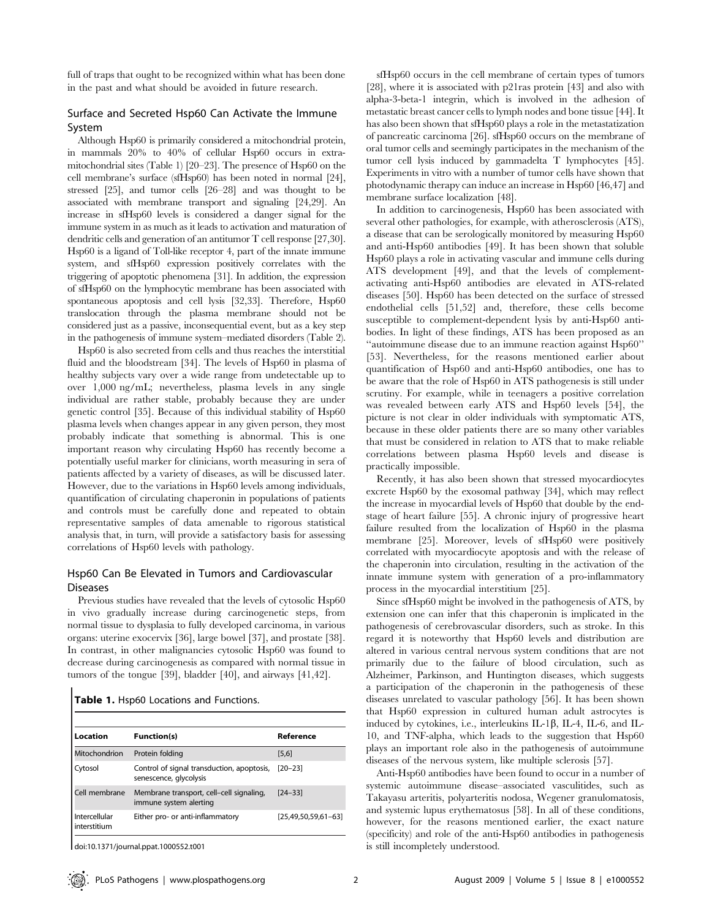full of traps that ought to be recognized within what has been done in the past and what should be avoided in future research.

## Surface and Secreted Hsp60 Can Activate the Immune System

Although Hsp60 is primarily considered a mitochondrial protein, in mammals 20% to 40% of cellular Hsp60 occurs in extra-mitochondrial sites (Table 1) [20–23]. The presence of Hsp60 on the cell membrane's surface (sfHsp60) has been noted in normal [24], stressed [25], and tumor cells [26–28] and was thought to be associated with membrane transport and signaling [24,29]. An increase in sfHsp60 levels is considered a danger signal for the immune system in as much as it leads to activation and maturation of dendritic cells and generation of an antitumor T cell response [27,30]. Hsp60 is a ligand of Toll-like receptor 4, part of the innate immune system, and sfHsp60 expression positively correlates with the triggering of apoptotic phenomena [31]. In addition, the expression of sfHsp60 on the lymphocytic membrane has been associated with spontaneous apoptosis and cell lysis [32,33]. Therefore, Hsp60 translocation through the plasma membrane should not be considered just as a passive, inconsequential event, but as a key step in the pathogenesis of immune system–mediated disorders (Table 2).

Hsp60 is also secreted from cells and thus reaches the interstitial fluid and the bloodstream [34]. The levels of Hsp60 in plasma of healthy subjects vary over a wide range from undetectable up to over 1,000 ng/mL; nevertheless, plasma levels in any single individual are rather stable, probably because they are under genetic control [35]. Because of this individual stability of Hsp60 plasma levels when changes appear in any given person, they most probably indicate that something is abnormal. This is one important reason why circulating Hsp60 has recently become a potentially useful marker for clinicians, worth measuring in sera of patients affected by a variety of diseases, as will be discussed later. However, due to the variations in Hsp60 levels among individuals, quantification of circulating chaperonin in populations of patients and controls must be carefully done and repeated to obtain representative samples of data amenable to rigorous statistical analysis that, in turn, will provide a satisfactory basis for assessing correlations of Hsp60 levels with pathology.

## Hsp60 Can Be Elevated in Tumors and Cardiovascular Diseases

Previous studies have revealed that the levels of cytosolic Hsp60 in vivo gradually increase during carcinogenetic steps, from normal tissue to dysplasia to fully developed carcinoma, in various organs: uterine exocervix [36], large bowel [37], and prostate [38]. In contrast, in other malignancies cytosolic Hsp60 was found to decrease during carcinogenesis as compared with normal tissue in tumors of the tongue [39], bladder [40], and airways [41,42].

**Table 1.** Hsp60 Locations and Functions.

| Location | Function(s) | Reference |
|---|---|---|
| Mitochondrion | Protein folding | [5,6] |
| Cytosol | Control of signal transduction, apoptosis, senescence, glycolysis | [20–23] |
| Cell membrane | Membrane transport, cell–cell signaling, immune system alerting | [24–33] |
| Intercellular interstitium | Either pro- or anti-inflammatory | [25,49,50,59,61–63] |

doi:10.1371/journal.ppat.1000552.t001

sfHsp60 occurs in the cell membrane of certain types of tumors [28], where it is associated with p21ras protein [43] and also with alpha-3-beta-1 integrin, which is involved in the adhesion of metastatic breast cancer cells to lymph nodes and bone tissue [44]. It has also been shown that sfHsp60 plays a role in the metastatization of pancreatic carcinoma [26]. sfHsp60 occurs on the membrane of oral tumor cells and seemingly participates in the mechanism of the tumor cell lysis induced by gammadelta T lymphocytes [45]. Experiments in vitro with a number of tumor cells have shown that photodynamic therapy can induce an increase in Hsp60 [46,47] and membrane surface localization [48].

In addition to carcinogenesis, Hsp60 has been associated with several other pathologies, for example, with atherosclerosis (ATS), a disease that can be serologically monitored by measuring Hsp60 and anti-Hsp60 antibodies [49]. It has been shown that soluble Hsp60 plays a role in activating vascular and immune cells during ATS development [49], and that the levels of complement-activating anti-Hsp60 antibodies are elevated in ATS-related diseases [50]. Hsp60 has been detected on the surface of stressed endothelial cells [51,52] and, therefore, these cells become susceptible to complement-dependent lysis by anti-Hsp60 antibodies. In light of these findings, ATS has been proposed as an "autoimmune disease due to an immune reaction against Hsp60" [53]. Nevertheless, for the reasons mentioned earlier about quantification of Hsp60 and anti-Hsp60 antibodies, one has to be aware that the role of Hsp60 in ATS pathogenesis is still under scrutiny. For example, while in teenagers a positive correlation was revealed between early ATS and Hsp60 levels [54], the picture is not clear in older individuals with symptomatic ATS, because in these older patients there are so many other variables that must be considered in relation to ATS that to make reliable correlations between plasma Hsp60 levels and disease is practically impossible.

Recently, it has also been shown that stressed myocardiocytes excrete Hsp60 by the exosomal pathway [34], which may reflect the increase in myocardial levels of Hsp60 that double by the end-stage of heart failure [55]. A chronic injury of progressive heart failure resulted from the localization of Hsp60 in the plasma membrane [25]. Moreover, levels of sfHsp60 were positively correlated with myocardiocyte apoptosis and with the release of the chaperonin into circulation, resulting in the activation of the innate immune system with generation of a pro-inflammatory process in the myocardial interstitium [25].

Since sfHsp60 might be involved in the pathogenesis of ATS, by extension one can infer that this chaperonin is implicated in the pathogenesis of cerebrovascular disorders, such as stroke. In this regard it is noteworthy that Hsp60 levels and distribution are altered in various central nervous system conditions that are not primarily due to the failure of blood circulation, such as Alzheimer, Parkinson, and Huntington diseases, which suggests a participation of the chaperonin in the pathogenesis of these diseases unrelated to vascular pathology [56]. It has been shown that Hsp60 expression in cultured human adult astrocytes is induced by cytokines, i.e., interleukins IL-1β, IL-4, IL-6, and IL-10, and TNF-alpha, which leads to the suggestion that Hsp60 plays an important role also in the pathogenesis of autoimmune diseases of the nervous system, like multiple sclerosis [57].

Anti-Hsp60 antibodies have been found to occur in a number of systemic autoimmune disease–associated vasculitides, such as Takayasu arteritis, polyarteritis nodosa, Wegener granulomatosis, and systemic lupus erythematosus [58]. In all of these conditions, however, for the reasons mentioned earlier, the exact nature (specificity) and role of the anti-Hsp60 antibodies in pathogenesis is still incompletely understood.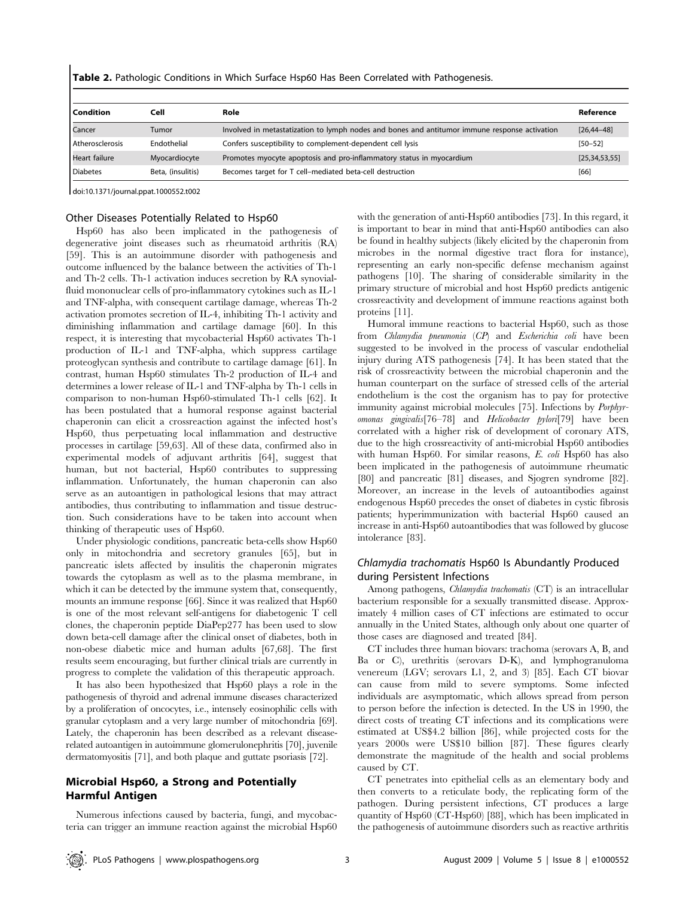**Table 2.** Pathologic Conditions in Which Surface Hsp60 Has Been Correlated with Pathogenesis.

| Condition | Cell | Role | Reference |
|---|---|---|---|
| Cancer | Tumor | Involved in metastatization to lymph nodes and bones and antitumor immune response activation | [26,44–48] |
| Atherosclerosis | Endothelial | Confers susceptibility to complement-dependent cell lysis | [50–52] |
| Heart failure | Myocardiocyte | Promotes myocyte apoptosis and pro-inflammatory status in myocardium | [25,34,53,55] |
| Diabetes | Beta, (insulitis) | Becomes target for T cell–mediated beta-cell destruction | [66] |

doi:10.1371/journal.ppat.1000552.t002

### Other Diseases Potentially Related to Hsp60

Hsp60 has also been implicated in the pathogenesis of degenerative joint diseases such as rheumatoid arthritis (RA) [59]. This is an autoimmune disorder with pathogenesis and outcome influenced by the balance between the activities of Th-1 and Th-2 cells. Th-1 activation induces secretion by RA synovial-fluid mononuclear cells of pro-inflammatory cytokines such as IL-1 and TNF-alpha, with consequent cartilage damage, whereas Th-2 activation promotes secretion of IL-4, inhibiting Th-1 activity and diminishing inflammation and cartilage damage [60]. In this respect, it is interesting that mycobacterial Hsp60 activates Th-1 production of IL-1 and TNF-alpha, which suppress cartilage proteoglycan synthesis and contribute to cartilage damage [61]. In contrast, human Hsp60 stimulates Th-2 production of IL-4 and determines a lower release of IL-1 and TNF-alpha by Th-1 cells in comparison to non-human Hsp60-stimulated Th-1 cells [62]. It has been postulated that a humoral response against bacterial chaperonin can elicit a crossreaction against the infected host's Hsp60, thus perpetuating local inflammation and destructive processes in cartilage [59,63]. All of these data, confirmed also in experimental models of adjuvant arthritis [64], suggest that human, but not bacterial, Hsp60 contributes to suppressing inflammation. Unfortunately, the human chaperonin can also serve as an autoantigen in pathological lesions that may attract antibodies, thus contributing to inflammation and tissue destruction. Such considerations have to be taken into account when thinking of therapeutic uses of Hsp60.

Under physiologic conditions, pancreatic beta-cells show Hsp60 only in mitochondria and secretory granules [65], but in pancreatic islets affected by insulitis the chaperonin migrates towards the cytoplasm as well as to the plasma membrane, in which it can be detected by the immune system that, consequently, mounts an immune response [66]. Since it was realized that Hsp60 is one of the most relevant self-antigens for diabetogenic T cell clones, the chaperonin peptide DiaPep277 has been used to slow down beta-cell damage after the clinical onset of diabetes, both in non-obese diabetic mice and human adults [67,68]. The first results seem encouraging, but further clinical trials are currently in progress to complete the validation of this therapeutic approach.

It has also been hypothesized that Hsp60 plays a role in the pathogenesis of thyroid and adrenal immune diseases characterized by a proliferation of oncocytes, i.e., intensely eosinophilic cells with granular cytoplasm and a very large number of mitochondria [69]. Lately, the chaperonin has been described as a relevant disease-related autoantigen in autoimmune glomerulonephritis [70], juvenile dermatomyositis [71], and both plaque and guttate psoriasis [72].

## Microbial Hsp60, a Strong and Potentially Harmful Antigen

Numerous infections caused by bacteria, fungi, and mycobacteria can trigger an immune reaction against the microbial Hsp60 with the generation of anti-Hsp60 antibodies [73]. In this regard, it is important to bear in mind that anti-Hsp60 antibodies can also be found in healthy subjects (likely elicited by the chaperonin from microbes in the normal digestive tract flora for instance), representing an early non-specific defense mechanism against pathogens [10]. The sharing of considerable similarity in the primary structure of microbial and host Hsp60 predicts antigenic crossreactivity and development of immune reactions against both proteins [11].

Humoral immune reactions to bacterial Hsp60, such as those from *Chlamydia pneumonia* (*CP*) and *Escherichia coli* have been suggested to be involved in the process of vascular endothelial injury during ATS pathogenesis [74]. It has been stated that the risk of crossreactivity between the microbial chaperonin and the human counterpart on the surface of stressed cells of the arterial endothelium is the cost the organism has to pay for protective immunity against microbial molecules [75]. Infections by *Porphyromonas gingivalis*[76–78] and *Helicobacter pylori*[79] have been correlated with a higher risk of development of coronary ATS, due to the high crossreactivity of anti-microbial Hsp60 antibodies with human Hsp60. For similar reasons, *E. coli* Hsp60 has also been implicated in the pathogenesis of autoimmune rheumatic [80] and pancreatic [81] diseases, and Sjogren syndrome [82]. Moreover, an increase in the levels of autoantibodies against endogenous Hsp60 precedes the onset of diabetes in cystic fibrosis patients; hyperimmunization with bacterial Hsp60 caused an increase in anti-Hsp60 autoantibodies that was followed by glucose intolerance [83].

### *Chlamydia trachomatis* Hsp60 Is Abundantly Produced during Persistent Infections

Among pathogens, *Chlamydia trachomatis* (CT) is an intracellular bacterium responsible for a sexually transmitted disease. Approximately 4 million cases of CT infections are estimated to occur annually in the United States, although only about one quarter of those cases are diagnosed and treated [84].

CT includes three human biovars: trachoma (serovars A, B, and Ba or C), urethritis (serovars D-K), and lymphogranuloma venereum (LGV; serovars L1, 2, and 3) [85]. Each CT biovar can cause from mild to severe symptoms. Some infected individuals are asymptomatic, which allows spread from person to person before the infection is detected. In the US in 1990, the direct costs of treating CT infections and its complications were estimated at US$4.2 billion [86], while projected costs for the years 2000s were US$10 billion [87]. These figures clearly demonstrate the magnitude of the health and social problems caused by CT.

CT penetrates into epithelial cells as an elementary body and then converts to a reticulate body, the replicating form of the pathogen. During persistent infections, CT produces a large quantity of Hsp60 (CT-Hsp60) [88], which has been implicated in the pathogenesis of autoimmune disorders such as reactive arthritis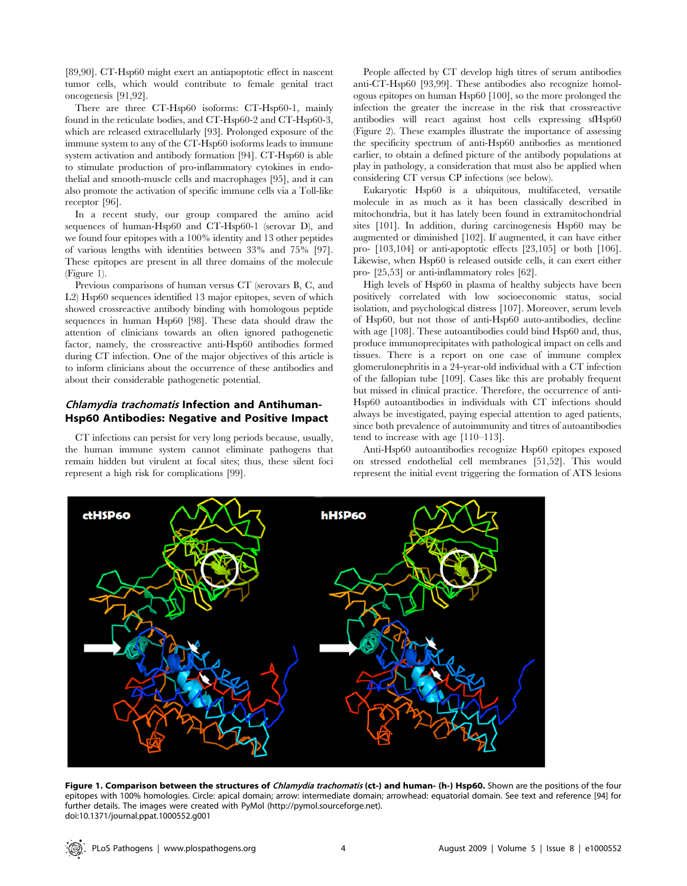[89,90]. CT-Hsp60 might exert an antiapoptotic effect in nascent tumor cells, which would contribute to female genital tract oncogenesis [91,92].

There are three CT-Hsp60 isoforms: CT-Hsp60-1, mainly found in the reticulate bodies, and CT-Hsp60-2 and CT-Hsp60-3, which are released extracellularly [93]. Prolonged exposure of the immune system to any of the CT-Hsp60 isoforms leads to immune system activation and antibody formation [94]. CT-Hsp60 is able to stimulate production of pro-inflammatory cytokines in endothelial and smooth-muscle cells and macrophages [95], and it can also promote the activation of specific immune cells via a Toll-like receptor [96].

In a recent study, our group compared the amino acid sequences of human-Hsp60 and CT-Hsp60-1 (serovar D), and we found four epitopes with a 100% identity and 13 other peptides of various lengths with identities between 33% and 75% [97]. These epitopes are present in all three domains of the molecule (Figure 1).

Previous comparisons of human versus CT (serovars B, C, and L2) Hsp60 sequences identified 13 major epitopes, seven of which showed crossreactive antibody binding with homologous peptide sequences in human Hsp60 [98]. These data should draw the attention of clinicians towards an often ignored pathogenetic factor, namely, the crossreactive anti-Hsp60 antibodies formed during CT infection. One of the major objectives of this article is to inform clinicians about the occurrence of these antibodies and about their considerable pathogenetic potential.

## *Chlamydia trachomatis* Infection and Antihuman-Hsp60 Antibodies: Negative and Positive Impact

CT infections can persist for very long periods because, usually, the human immune system cannot eliminate pathogens that remain hidden but virulent at focal sites; thus, these silent foci represent a high risk for complications [99].

People affected by CT develop high titres of serum antibodies anti-CT-Hsp60 [93,99]. These antibodies also recognize homologous epitopes on human Hsp60 [100], so the more prolonged the infection the greater the increase in the risk that crossreactive antibodies will react against host cells expressing sfHsp60 (Figure 2). These examples illustrate the importance of assessing the specificity spectrum of anti-Hsp60 antibodies as mentioned earlier, to obtain a defined picture of the antibody populations at play in pathology, a consideration that must also be applied when considering CT versus CP infections (see below).

Eukaryotic Hsp60 is a ubiquitous, multifaceted, versatile molecule in as much as it has been classically described in mitochondria, but it has lately been found in extramitochondrial sites [101]. In addition, during carcinogenesis Hsp60 may be augmented or diminished [102]. If augmented, it can have either pro- [103,104] or anti-apoptotic effects [23,105] or both [106]. Likewise, when Hsp60 is released outside cells, it can exert either pro- [25,53] or anti-inflammatory roles [62].

High levels of Hsp60 in plasma of healthy subjects have been positively correlated with low socioeconomic status, social isolation, and psychological distress [107]. Moreover, serum levels of Hsp60, but not those of anti-Hsp60 auto-antibodies, decline with age [108]. These autoantibodies could bind Hsp60 and, thus, produce immunoprecipitates with pathological impact on cells and tissues. There is a report on one case of immune complex glomerulonephritis in a 24-year-old individual with a CT infection of the fallopian tube [109]. Cases like this are probably frequent but missed in clinical practice. Therefore, the occurrence of anti-Hsp60 autoantibodies in individuals with CT infections should always be investigated, paying especial attention to aged patients, since both prevalence of autoimmunity and titres of autoantibodies tend to increase with age [110–113].

Anti-Hsp60 autoantibodies recognize Hsp60 epitopes exposed on stressed endothelial cell membranes [51,52]. This would represent the initial event triggering the formation of ATS lesions

**Figure 1. Comparison between the structures of *Chlamydia trachomatis* (ct-) and human- (h-) Hsp60.** Shown are the positions of the four epitopes with 100% homologies. Circle: apical domain; arrow: intermediate domain; arrowhead: equatorial domain. See text and reference [94] for further details. The images were created with PyMol (http://pymol.sourceforge.net).
doi:10.1371/journal.ppat.1000552.g001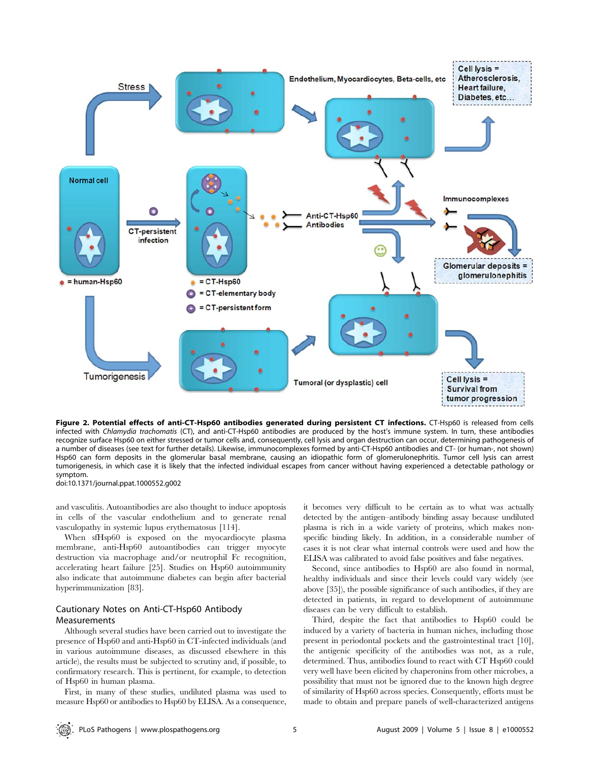**Figure 2. Potential effects of anti-CT-Hsp60 antibodies generated during persistent CT infections.** CT-Hsp60 is released from cells infected with *Chlamydia trachomatis* (CT), and anti-CT-Hsp60 antibodies are produced by the host's immune system. In turn, these antibodies recognize surface Hsp60 on either stressed or tumor cells and, consequently, cell lysis and organ destruction can occur, determining pathogenesis of a number of diseases (see text for further details). Likewise, immunocomplexes formed by anti-CT-Hsp60 antibodies and CT- (or human-, not shown) Hsp60 can form deposits in the glomerular basal membrane, causing an idiopathic form of glomerulonephritis. Tumor cell lysis can arrest tumorigenesis, in which case it is likely that the infected individual escapes from cancer without having experienced a detectable pathology or symptom.
doi:10.1371/journal.ppat.1000552.g002

and vasculitis. Autoantibodies are also thought to induce apoptosis in cells of the vascular endothelium and to generate renal vasculopathy in systemic lupus erythematosus [114].

When sfHsp60 is exposed on the myocardiocyte plasma membrane, anti-Hsp60 autoantibodies can trigger myocyte destruction via macrophage and/or neutrophil Fc recognition, accelerating heart failure [25]. Studies on Hsp60 autoimmunity also indicate that autoimmune diabetes can begin after bacterial hyperimmunization [83].

## Cautionary Notes on Anti-CT-Hsp60 Antibody Measurements

Although several studies have been carried out to investigate the presence of Hsp60 and anti-Hsp60 in CT-infected individuals (and in various autoimmune diseases, as discussed elsewhere in this article), the results must be subjected to scrutiny and, if possible, to confirmatory research. This is pertinent, for example, to detection of Hsp60 in human plasma.

First, in many of these studies, undiluted plasma was used to measure Hsp60 or antibodies to Hsp60 by ELISA. As a consequence, it becomes very difficult to be certain as to what was actually detected by the antigen–antibody binding assay because undiluted plasma is rich in a wide variety of proteins, which makes non-specific binding likely. In addition, in a considerable number of cases it is not clear what internal controls were used and how the ELISA was calibrated to avoid false positives and false negatives.

Second, since antibodies to Hsp60 are also found in normal, healthy individuals and since their levels could vary widely (see above [35]), the possible significance of such antibodies, if they are detected in patients, in regard to development of autoimmune diseases can be very difficult to establish.

Third, despite the fact that antibodies to Hsp60 could be induced by a variety of bacteria in human niches, including those present in periodontal pockets and the gastrointestinal tract [10], the antigenic specificity of the antibodies was not, as a rule, determined. Thus, antibodies found to react with CT Hsp60 could very well have been elicited by chaperonins from other microbes, a possibility that must not be ignored due to the known high degree of similarity of Hsp60 across species. Consequently, efforts must be made to obtain and prepare panels of well-characterized antigens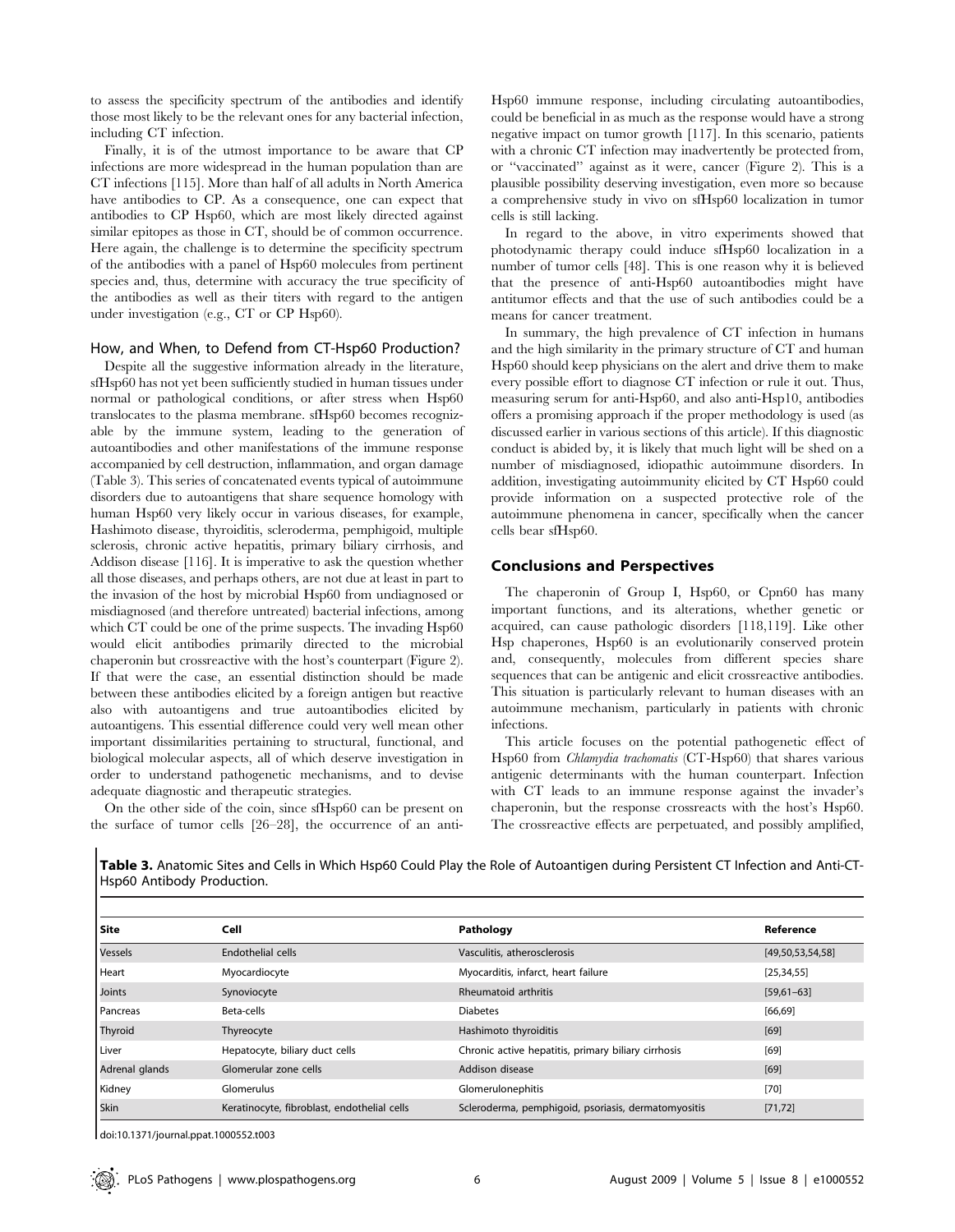to assess the specificity spectrum of the antibodies and identify those most likely to be the relevant ones for any bacterial infection, including CT infection.

Finally, it is of the utmost importance to be aware that CP infections are more widespread in the human population than are CT infections [115]. More than half of all adults in North America have antibodies to CP. As a consequence, one can expect that antibodies to CP Hsp60, which are most likely directed against similar epitopes as those in CT, should be of common occurrence. Here again, the challenge is to determine the specificity spectrum of the antibodies with a panel of Hsp60 molecules from pertinent species and, thus, determine with accuracy the true specificity of the antibodies as well as their titers with regard to the antigen under investigation (e.g., CT or CP Hsp60).

### How, and When, to Defend from CT-Hsp60 Production?

Despite all the suggestive information already in the literature, sfHsp60 has not yet been sufficiently studied in human tissues under normal or pathological conditions, or after stress when Hsp60 translocates to the plasma membrane. sfHsp60 becomes recognizable by the immune system, leading to the generation of autoantibodies and other manifestations of the immune response accompanied by cell destruction, inflammation, and organ damage (Table 3). This series of concatenated events typical of autoimmune disorders due to autoantigens that share sequence homology with human Hsp60 very likely occur in various diseases, for example, Hashimoto disease, thyroiditis, scleroderma, pemphigoid, multiple sclerosis, chronic active hepatitis, primary biliary cirrhosis, and Addison disease [116]. It is imperative to ask the question whether all those diseases, and perhaps others, are not due at least in part to the invasion of the host by microbial Hsp60 from undiagnosed or misdiagnosed (and therefore untreated) bacterial infections, among which CT could be one of the prime suspects. The invading Hsp60 would elicit antibodies primarily directed to the microbial chaperonin but crossreactive with the host's counterpart (Figure 2). If that were the case, an essential distinction should be made between these antibodies elicited by a foreign antigen but reactive also with autoantigens and true autoantibodies elicited by autoantigens. This essential difference could very well mean other important dissimilarities pertaining to structural, functional, and biological molecular aspects, all of which deserve investigation in order to understand pathogenetic mechanisms, and to devise adequate diagnostic and therapeutic strategies.

On the other side of the coin, since sfHsp60 can be present on the surface of tumor cells [26–28], the occurrence of an anti-Hsp60 immune response, including circulating autoantibodies, could be beneficial in as much as the response would have a strong negative impact on tumor growth [117]. In this scenario, patients with a chronic CT infection may inadvertently be protected from, or "vaccinated" against as it were, cancer (Figure 2). This is a plausible possibility deserving investigation, even more so because a comprehensive study in vivo on sfHsp60 localization in tumor cells is still lacking.

In regard to the above, in vitro experiments showed that photodynamic therapy could induce sfHsp60 localization in a number of tumor cells [48]. This is one reason why it is believed that the presence of anti-Hsp60 autoantibodies might have antitumor effects and that the use of such antibodies could be a means for cancer treatment.

In summary, the high prevalence of CT infection in humans and the high similarity in the primary structure of CT and human Hsp60 should keep physicians on the alert and drive them to make every possible effort to diagnose CT infection or rule it out. Thus, measuring serum for anti-Hsp60, and also anti-Hsp10, antibodies offers a promising approach if the proper methodology is used (as discussed earlier in various sections of this article). If this diagnostic conduct is abided by, it is likely that much light will be shed on a number of misdiagnosed, idiopathic autoimmune disorders. In addition, investigating autoimmunity elicited by CT Hsp60 could provide information on a suspected protective role of the autoimmune phenomena in cancer, specifically when the cancer cells bear sfHsp60.

## Conclusions and Perspectives

The chaperonin of Group I, Hsp60, or Cpn60 has many important functions, and its alterations, whether genetic or acquired, can cause pathologic disorders [118,119]. Like other Hsp chaperones, Hsp60 is an evolutionarily conserved protein and, consequently, molecules from different species share sequences that can be antigenic and elicit crossreactive antibodies. This situation is particularly relevant to human diseases with an autoimmune mechanism, particularly in patients with chronic infections.

This article focuses on the potential pathogenetic effect of Hsp60 from *Chlamydia trachomatis* (CT-Hsp60) that shares various antigenic determinants with the human counterpart. Infection with CT leads to an immune response against the invader's chaperonin, but the response crossreacts with the host's Hsp60. The crossreactive effects are perpetuated, and possibly amplified,

**Table 3.** Anatomic Sites and Cells in Which Hsp60 Could Play the Role of Autoantigen during Persistent CT Infection and Anti-CT-Hsp60 Antibody Production.

| Site | Cell | Pathology | Reference |
|---|---|---|---|
| Vessels | Endothelial cells | Vasculitis, atherosclerosis | [49,50,53,54,58] |
| Heart | Myocardiocyte | Myocarditis, infarct, heart failure | [25,34,55] |
| Joints | Synoviocyte | Rheumatoid arthritis | [59,61–63] |
| Pancreas | Beta-cells | Diabetes | [66,69] |
| Thyroid | Thyreocyte | Hashimoto thyroiditis | [69] |
| Liver | Hepatocyte, biliary duct cells | Chronic active hepatitis, primary biliary cirrhosis | [69] |
| Adrenal glands | Glomerular zone cells | Addison disease | [69] |
| Kidney | Glomerulus | Glomerulonephitis | [70] |
| Skin | Keratinocyte, fibroblast, endothelial cells | Scleroderma, pemphigoid, psoriasis, dermatomyositis | [71,72] |

doi:10.1371/journal.ppat.1000552.t003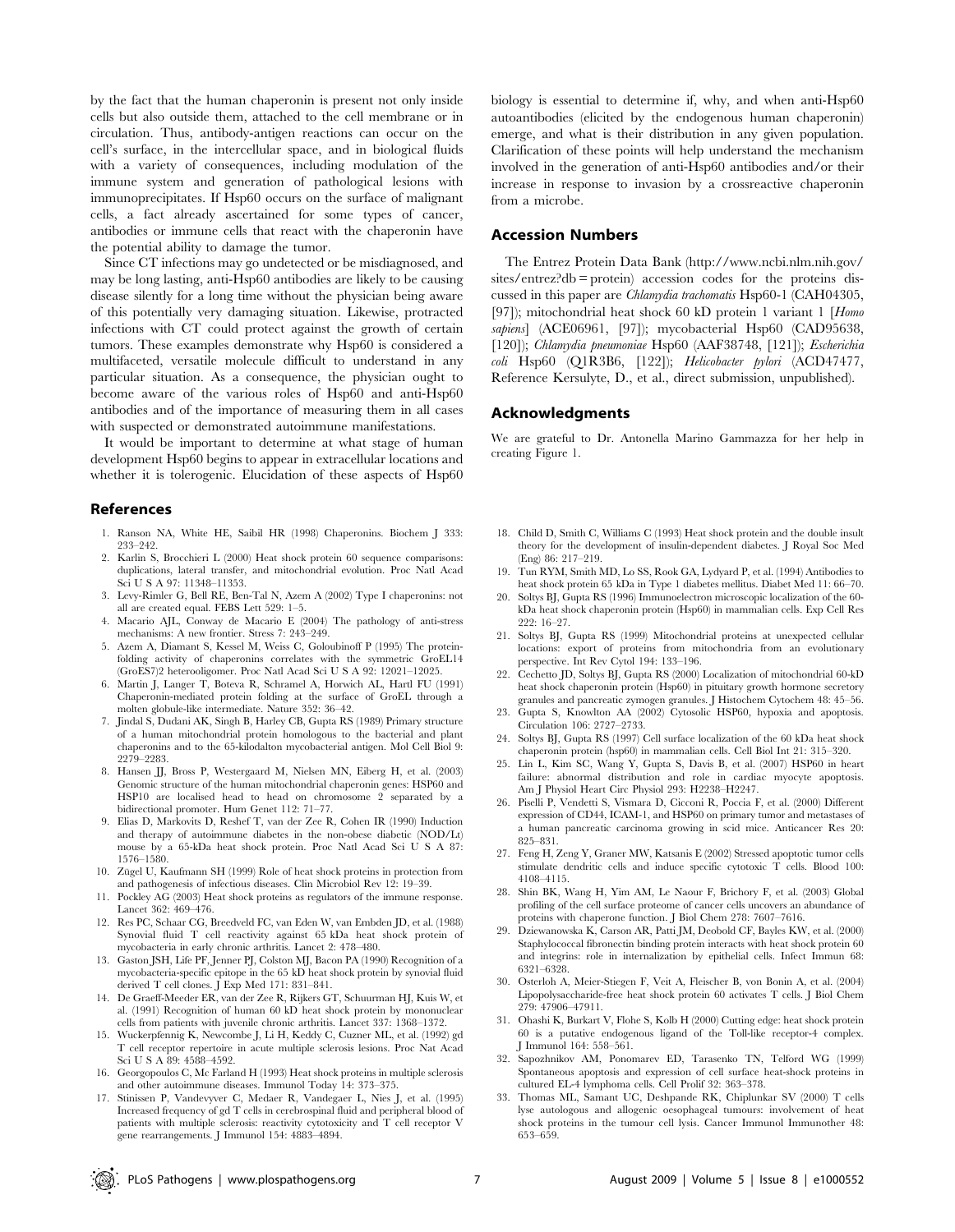by the fact that the human chaperonin is present not only inside cells but also outside them, attached to the cell membrane or in circulation. Thus, antibody-antigen reactions can occur on the cell's surface, in the intercellular space, and in biological fluids with a variety of consequences, including modulation of the immune system and generation of pathological lesions with immunoprecipitates. If Hsp60 occurs on the surface of malignant cells, a fact already ascertained for some types of cancer, antibodies or immune cells that react with the chaperonin have the potential ability to damage the tumor.

Since CT infections may go undetected or be misdiagnosed, and may be long lasting, anti-Hsp60 antibodies are likely to be causing disease silently for a long time without the physician being aware of this potentially very damaging situation. Likewise, protracted infections with CT could protect against the growth of certain tumors. These examples demonstrate why Hsp60 is considered a multifaceted, versatile molecule difficult to understand in any particular situation. As a consequence, the physician ought to become aware of the various roles of Hsp60 and anti-Hsp60 antibodies and of the importance of measuring them in all cases with suspected or demonstrated autoimmune manifestations.

It would be important to determine at what stage of human development Hsp60 begins to appear in extracellular locations and whether it is tolerogenic. Elucidation of these aspects of Hsp60 biology is essential to determine if, why, and when anti-Hsp60 autoantibodies (elicited by the endogenous human chaperonin) emerge, and what is their distribution in any given population. Clarification of these points will help understand the mechanism involved in the generation of anti-Hsp60 antibodies and/or their increase in response to invasion by a crossreactive chaperonin from a microbe.

## Accession Numbers

The Entrez Protein Data Bank (http://www.ncbi.nlm.nih.gov/sites/entrez?db=protein) accession codes for the proteins discussed in this paper are *Chlamydia trachomatis* Hsp60-1 (CAH04305, [97]); mitochondrial heat shock 60 kD protein 1 variant 1 [*Homo sapiens*] (ACE06961, [97]); mycobacterial Hsp60 (CAD95638, [120]); *Chlamydia pneumoniae* Hsp60 (AAF38748, [121]); *Escherichia coli* Hsp60 (Q1R3B6, [122]); *Helicobacter pylori* (ACD47477, Reference Kersulyte, D., et al., direct submission, unpublished).

## Acknowledgments

We are grateful to Dr. Antonella Marino Gammazza for her help in creating Figure 1.

## References

1. Ranson NA, White HE, Saibil HR (1998) Chaperonins. Biochem J 333: 233–242.
2. Karlin S, Brocchieri L (2000) Heat shock protein 60 sequence comparisons: duplications, lateral transfer, and mitochondrial evolution. Proc Natl Acad Sci U S A 97: 11348–11353.
3. Levy-Rimler G, Bell RE, Ben-Tal N, Azem A (2002) Type I chaperonins: not all are created equal. FEBS Lett 529: 1–5.
4. Macario AJL, Conway de Macario E (2004) The pathology of anti-stress mechanisms: A new frontier. Stress 7: 243–249.
5. Azem A, Diamant S, Kessel M, Weiss C, Goloubinoff P (1995) The protein-folding activity of chaperonins correlates with the symmetric GroEL14 (GroES7)2 heterooligomer. Proc Natl Acad Sci U S A 92: 12021–12025.
6. Martin J, Langer T, Boteva R, Schramel A, Horwich AL, Hartl FU (1991) Chaperonin-mediated protein folding at the surface of GroEL through a molten globule-like intermediate. Nature 352: 36–42.
7. Jindal S, Dudani AK, Singh B, Harley CB, Gupta RS (1989) Primary structure of a human mitochondrial protein homologous to the bacterial and plant chaperonins and to the 65-kilodalton mycobacterial antigen. Mol Cell Biol 9: 2279–2283.
8. Hansen JJ, Bross P, Westergaard M, Nielsen MN, Eiberg H, et al. (2003) Genomic structure of the human mitochondrial chaperonin genes: HSP60 and HSP10 are localised head to head on chromosome 2 separated by a bidirectional promoter. Hum Genet 112: 71–77.
9. Elias D, Markovits D, Reshef T, van der Zee R, Cohen IR (1990) Induction and therapy of autoimmune diabetes in the non-obese diabetic (NOD/Lt) mouse by a 65-kDa heat shock protein. Proc Natl Acad Sci U S A 87: 1576–1580.
10. Zügel U, Kaufmann SH (1999) Role of heat shock proteins in protection from and pathogenesis of infectious diseases. Clin Microbiol Rev 12: 19–39.
11. Pockley AG (2003) Heat shock proteins as regulators of the immune response. Lancet 362: 469–476.
12. Res PC, Schaar CG, Breedveld FC, van Eden W, van Embden JD, et al. (1988) Synovial fluid T cell reactivity against 65 kDa heat shock protein of mycobacteria in early chronic arthritis. Lancet 2: 478–480.
13. Gaston JSH, Life PF, Jenner PJ, Colston MJ, Bacon PA (1990) Recognition of a mycobacteria-specific epitope in the 65 kD heat shock protein by synovial fluid derived T cell clones. J Exp Med 171: 831–841.
14. De Graeff-Meeder ER, van der Zee R, Rijkers GT, Schuurman HJ, Kuis W, et al. (1991) Recognition of human 60 kD heat shock protein by mononuclear cells from patients with juvenile chronic arthritis. Lancet 337: 1368–1372.
15. Wuckerpfennig K, Newcombe J, Li H, Keddy C, Cuzner ML, et al. (1992) gd T cell receptor repertoire in acute multiple sclerosis lesions. Proc Nat Acad Sci U S A 89: 4588–4592.
16. Georgopoulos C, Mc Farland H (1993) Heat shock proteins in multiple sclerosis and other autoimmune diseases. Immunol Today 14: 373–375.
17. Stinissen P, Vandevyver C, Medaer R, Vandegaer L, Nies J, et al. (1995) Increased frequency of gd T cells in cerebrospinal fluid and peripheral blood of patients with multiple sclerosis: reactivity cytotoxicity and T cell receptor V gene rearrangements. J Immunol 154: 4883–4894.
18. Child D, Smith C, Williams C (1993) Heat shock protein and the double insult theory for the development of insulin-dependent diabetes. J Royal Soc Med (Eng) 86: 217–219.
19. Tun RYM, Smith MD, Lo SS, Rook GA, Lydyard P, et al. (1994) Antibodies to heat shock protein 65 kDa in Type 1 diabetes mellitus. Diabet Med 11: 66–70.
20. Soltys BJ, Gupta RS (1996) Immunoelectron microscopic localization of the 60-kDa heat shock chaperonin protein (Hsp60) in mammalian cells. Exp Cell Res 222: 16–27.
21. Soltys BJ, Gupta RS (1999) Mitochondrial proteins at unexpected cellular locations: export of proteins from mitochondria from an evolutionary perspective. Int Rev Cytol 194: 133–196.
22. Cechetto JD, Soltys BJ, Gupta RS (2000) Localization of mitochondrial 60-kD heat shock chaperonin protein (Hsp60) in pituitary growth hormone secretory granules and pancreatic zymogen granules. J Histochem Cytochem 48: 45–56.
23. Gupta S, Knowlton AA (2002) Cytosolic HSP60, hypoxia and apoptosis. Circulation 106: 2727–2733.
24. Soltys BJ, Gupta RS (1997) Cell surface localization of the 60 kDa heat shock chaperonin protein (hsp60) in mammalian cells. Cell Biol Int 21: 315–320.
25. Lin L, Kim SC, Wang Y, Gupta S, Davis B, et al. (2007) HSP60 in heart failure: abnormal distribution and role in cardiac myocyte apoptosis. Am J Physiol Heart Circ Physiol 293: H2238–H2247.
26. Piselli P, Vendetti S, Vismara D, Cicconi R, Poccia F, et al. (2000) Different expression of CD44, ICAM-1, and HSP60 on primary tumor and metastases of a human pancreatic carcinoma growing in scid mice. Anticancer Res 20: 825–831.
27. Feng H, Zeng Y, Graner MW, Katsanis E (2002) Stressed apoptotic tumor cells stimulate dendritic cells and induce specific cytotoxic T cells. Blood 100: 4108–4115.
28. Shin BK, Wang H, Yim AM, Le Naour F, Brichory F, et al. (2003) Global profiling of the cell surface proteome of cancer cells uncovers an abundance of proteins with chaperone function. J Biol Chem 278: 7607–7616.
29. Dziewanowska K, Carson AR, Patti JM, Deobold CF, Bayles KW, et al. (2000) Staphylococcal fibronectin binding protein interacts with heat shock protein 60 and integrins: role in internalization by epithelial cells. Infect Immun 68: 6321–6328.
30. Osterloh A, Meier-Stiegen F, Veit A, Fleischer B, von Bonin A, et al. (2004) Lipopolysaccharide-free heat shock protein 60 activates T cells. J Biol Chem 279: 47906–47911.
31. Ohashi K, Burkart V, Flohe S, Kolb H (2000) Cutting edge: heat shock protein 60 is a putative endogenous ligand of the Toll-like receptor-4 complex. J Immunol 164: 558–561.
32. Sapozhnikov AM, Ponomarev ED, Tarasenko TN, Telford WG (1999) Spontaneous apoptosis and expression of cell surface heat-shock proteins in cultured EL-4 lymphoma cells. Cell Prolif 32: 363–378.
33. Thomas ML, Samant UC, Deshpande RK, Chiplunkar SV (2000) T cells lyse autologous and allogenic oesophageal tumours: involvement of heat shock proteins in the tumour cell lysis. Cancer Immunol Immunother 48: 653–659.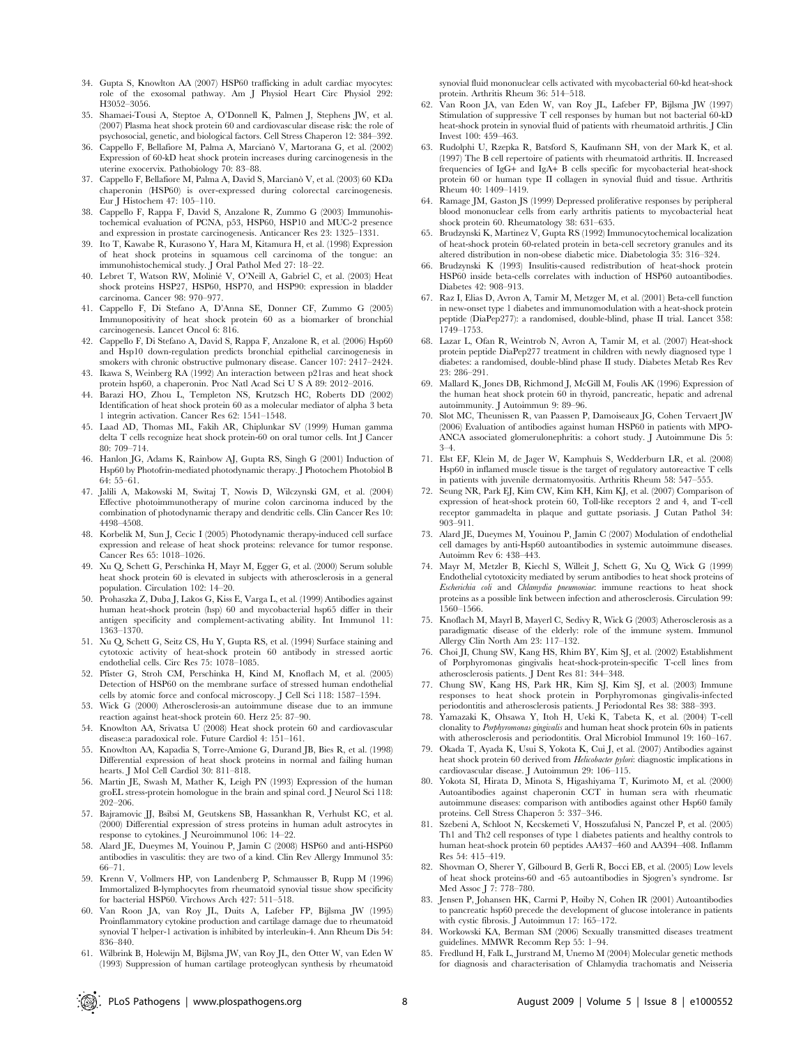34. Gupta S, Knowlton AA (2007) HSP60 trafficking in adult cardiac myocytes: role of the exosomal pathway. Am J Physiol Heart Circ Physiol 292: H3052–3056.
35. Shamaei-Tousi A, Steptoe A, O'Donnell K, Palmen J, Stephens JW, et al. (2007) Plasma heat shock protein 60 and cardiovascular disease risk: the role of psychosocial, genetic, and biological factors. Cell Stress Chaperon 12: 384–392.
36. Cappello F, Bellafiore M, Palma A, Marcianò V, Martorana G, et al. (2002) Expression of 60-kD heat shock protein increases during carcinogenesis in the uterine exocervix. Pathobiology 70: 83–88.
37. Cappello F, Bellafiore M, Palma A, David S, Marcianò V, et al. (2003) 60 KDa chaperonin (HSP60) is over-expressed during colorectal carcinogenesis. Eur J Histochem 47: 105–110.
38. Cappello F, Rappa F, David S, Anzalone R, Zummo G (2003) Immunohistochemical evaluation of PCNA, p53, HSP60, HSP10 and MUC-2 presence and expression in prostate carcinogenesis. Anticancer Res 23: 1325–1331.
39. Ito T, Kawabe R, Kurasono Y, Hara M, Kitamura H, et al. (1998) Expression of heat shock proteins in squamous cell carcinoma of the tongue: an immunohistochemical study. J Oral Pathol Med 27: 18–22.
40. Lebret T, Watson RW, Molinié V, O'Neill A, Gabriel C, et al. (2003) Heat shock proteins HSP27, HSP60, HSP70, and HSP90: expression in bladder carcinoma. Cancer 98: 970–977.
41. Cappello F, Di Stefano A, D'Anna SE, Donner CF, Zummo G (2005) Immunopositivity of heat shock protein 60 as a biomarker of bronchial carcinogenesis. Lancet Oncol 6: 816.
42. Cappello F, Di Stefano A, David S, Rappa F, Anzalone R, et al. (2006) Hsp60 and Hsp10 down-regulation predicts bronchial epithelial carcinogenesis in smokers with chronic obstructive pulmonary disease. Cancer 107: 2417–2424.
43. Ikawa S, Weinberg RA (1992) An interaction between p21ras and heat shock protein hsp60, a chaperonin. Proc Natl Acad Sci U S A 89: 2012–2016.
44. Barazi HO, Zhou L, Templeton NS, Krutzsch HC, Roberts DD (2002) Identification of heat shock protein 60 as a molecular mediator of alpha 3 beta 1 integrin activation. Cancer Res 62: 1541–1548.
45. Laad AD, Thomas ML, Fakih AR, Chiplunkar SV (1999) Human gamma delta T cells recognize heat shock protein-60 on oral tumor cells. Int J Cancer 80: 709–714.
46. Hanlon JG, Adams K, Rainbow AJ, Gupta RS, Singh G (2001) Induction of Hsp60 by Photofrin-mediated photodynamic therapy. J Photochem Photobiol B 64: 55–61.
47. Jalili A, Makowski M, Switaj T, Nowis D, Wilczynski GM, et al. (2004) Effective photoimmunotherapy of murine colon carcinoma induced by the combination of photodynamic therapy and dendritic cells. Clin Cancer Res 10: 4498–4508.
48. Korbelik M, Sun J, Cecic I (2005) Photodynamic therapy-induced cell surface expression and release of heat shock proteins: relevance for tumor response. Cancer Res 65: 1018–1026.
49. Xu Q, Schett G, Perschinka H, Mayr M, Egger G, et al. (2000) Serum soluble heat shock protein 60 is elevated in subjects with atherosclerosis in a general population. Circulation 102: 14–20.
50. Prohaszka Z, Duba J, Lakos G, Kiss E, Varga L, et al. (1999) Antibodies against human heat-shock protein (hsp) 60 and mycobacterial hsp65 differ in their antigen specificity and complement-activating ability. Int Immunol 11: 1363–1370.
51. Xu Q, Schett G, Seitz CS, Hu Y, Gupta RS, et al. (1994) Surface staining and cytotoxic activity of heat-shock protein 60 antibody in stressed aortic endothelial cells. Circ Res 75: 1078–1085.
52. Pfister G, Stroh CM, Perschinka H, Kind M, Knoflach M, et al. (2005) Detection of HSP60 on the membrane surface of stressed human endothelial cells by atomic force and confocal microscopy. J Cell Sci 118: 1587–1594.
53. Wick G (2000) Atherosclerosis-an autoimmune disease due to an immune reaction against heat-shock protein 60. Herz 25: 87–90.
54. Knowlton AA, Srivatsa U (2008) Heat shock protein 60 and cardiovascular disease:a paradoxical role. Future Cardiol 4: 151–161.
55. Knowlton AA, Kapadia S, Torre-Amione G, Durand JB, Bies R, et al. (1998) Differential expression of heat shock proteins in normal and failing human hearts. J Mol Cell Cardiol 30: 811–818.
56. Martin JE, Swash M, Mather K, Leigh PN (1993) Expression of the human groEL stress-protein homologue in the brain and spinal cord. J Neurol Sci 118: 202–206.
57. Bajramovic JJ, Bsibsi M, Geutskens SB, Hassankhan R, Verhulst KC, et al. (2000) Differential expression of stress proteins in human adult astrocytes in response to cytokines. J Neuroimmunol 106: 14–22.
58. Alard JE, Dueymes M, Youinou P, Jamin C (2008) HSP60 and anti-HSP60 antibodies in vasculitis: they are two of a kind. Clin Rev Allergy Immunol 35: 66–71.
59. Krenn V, Vollmers HP, von Landenberg P, Schmausser B, Rupp M (1996) Immortalized B-lymphocytes from rheumatoid synovial tissue show specificity for bacterial HSP60. Virchows Arch 427: 511–518.
60. Van Roon JA, van Roy JL, Duits A, Lafeber FP, Bijlsma JW (1995) Proinflammatory cytokine production and cartilage damage due to rheumatoid synovial T helper-1 activation is inhibited by interleukin-4. Ann Rheum Dis 54: 836–840.
61. Wilbrink B, Holewijn M, Bijlsma JW, van Roy JL, den Otter W, van Eden W (1993) Suppression of human cartilage proteoglycan synthesis by rheumatoid synovial fluid mononuclear cells activated with mycobacterial 60-kd heat-shock protein. Arthritis Rheum 36: 514–518.
62. Van Roon JA, van Eden W, van Roy JL, Lafeber FP, Bijlsma JW (1997) Stimulation of suppressive T cell responses by human but not bacterial 60-kD heat-shock protein in synovial fluid of patients with rheumatoid arthritis. J Clin Invest 100: 459–463.
63. Rudolphi U, Rzepka R, Batsford S, Kaufmann SH, von der Mark K, et al. (1997) The B cell repertoire of patients with rheumatoid arthritis. II. Increased frequencies of IgG+ and IgA+ B cells specific for mycobacterial heat-shock protein 60 or human type II collagen in synovial fluid and tissue. Arthritis Rheum 40: 1409–1419.
64. Ramage JM, Gaston JS (1999) Depressed proliferative responses by peripheral blood mononuclear cells from early arthritis patients to mycobacterial heat shock protein 60. Rheumatology 38: 631–635.
65. Brudzynski K, Martinez V, Gupta RS (1992) Immunocytochemical localization of heat-shock protein 60-related protein in beta-cell secretory granules and its altered distribution in non-obese diabetic mice. Diabetologia 35: 316–324.
66. Brudzynski K (1993) Insulitis-caused redistribution of heat-shock protein HSP60 inside beta-cells correlates with induction of HSP60 autoantibodies. Diabetes 42: 908–913.
67. Raz I, Elias D, Avron A, Tamir M, Metzger M, et al. (2001) Beta-cell function in new-onset type 1 diabetes and immunomodulation with a heat-shock protein peptide (DiaPep277): a randomised, double-blind, phase II trial. Lancet 358: 1749–1753.
68. Lazar L, Ofan R, Weintrob N, Avron A, Tamir M, et al. (2007) Heat-shock protein peptide DiaPep277 treatment in children with newly diagnosed type 1 diabetes: a randomised, double-blind phase II study. Diabetes Metab Res Rev 23: 286–291.
69. Mallard K, Jones DB, Richmond J, McGill M, Foulis AK (1996) Expression of the human heat shock protein 60 in thyroid, pancreatic, hepatic and adrenal autoimmunity. J Autoimmun 9: 89–96.
70. Slot MC, Theunissen R, van Paassen P, Damoiseaux JG, Cohen Tervaert JW (2006) Evaluation of antibodies against human HSP60 in patients with MPO-ANCA associated glomerulonephritis: a cohort study. J Autoimmune Dis 5: 3–4.
71. Elst EF, Klein M, de Jager W, Kamphuis S, Wedderburn LR, et al. (2008) Hsp60 in inflamed muscle tissue is the target of regulatory autoreactive T cells in patients with juvenile dermatomyositis. Arthritis Rheum 58: 547–555.
72. Seung NR, Park EJ, Kim CW, Kim KH, Kim KJ, et al. (2007) Comparison of expression of heat-shock protein 60, Toll-like receptors 2 and 4, and T-cell receptor gammadelta in plaque and guttate psoriasis. J Cutan Pathol 34: 903–911.
73. Alard JE, Dueymes M, Youinou P, Jamin C (2007) Modulation of endothelial cell damages by anti-Hsp60 autoantibodies in systemic autoimmune diseases. Autoimm Rev 6: 438–443.
74. Mayr M, Metzler B, Kiechl S, Willeit J, Schett G, Xu Q, Wick G (1999) Endothelial cytotoxicity mediated by serum antibodies to heat shock proteins of *Escherichia coli* and *Chlamydia pneumoniae*: immune reactions to heat shock proteins as a possible link between infection and atherosclerosis. Circulation 99: 1560–1566.
75. Knoflach M, Mayrl B, Mayerl C, Sedivy R, Wick G (2003) Atherosclerosis as a paradigmatic disease of the elderly: role of the immune system. Immunol Allergy Clin North Am 23: 117–132.
76. Choi JI, Chung SW, Kang HS, Rhim BY, Kim SJ, et al. (2002) Establishment of Porphyromonas gingivalis heat-shock-protein-specific T-cell lines from atherosclerosis patients. J Dent Res 81: 344–348.
77. Chung SW, Kang HS, Park HR, Kim SJ, Kim SJ, et al. (2003) Immune responses to heat shock protein in Porphyromonas gingivalis-infected periodontitis and atherosclerosis patients. J Periodontal Res 38: 388–393.
78. Yamazaki K, Ohsawa Y, Itoh H, Ueki K, Tabeta K, et al. (2004) T-cell clonality to *Porphyromonas gingivalis* and human heat shock protein 60s in patients with atherosclerosis and periodontitis. Oral Microbiol Immunol 19: 160–167.
79. Okada T, Ayada K, Usui S, Yokota K, Cui J, et al. (2007) Antibodies against heat shock protein 60 derived from *Helicobacter pylori*: diagnostic implications in cardiovascular disease. J Autoimmun 29: 106–115.
80. Yokota SI, Hirata D, Minota S, Higashiyama T, Kurimoto M, et al. (2000) Autoantibodies against chaperonin CCT in human sera with rheumatic autoimmune diseases: comparison with antibodies against other Hsp60 family proteins. Cell Stress Chaperon 5: 337–346.
81. Szebeni A, Schloot N, Kecskemeti V, Hosszufalusi N, Panczel P, et al. (2005) Th1 and Th2 cell responses of type 1 diabetes patients and healthy controls to human heat-shock protein 60 peptides AA437–460 and AA394–408. Inflamm Res 54: 415–419.
82. Shovman O, Sherer Y, Gilbourd B, Gerli R, Bocci EB, et al. (2005) Low levels of heat shock proteins-60 and -65 autoantibodies in Sjogren's syndrome. Isr Med Assoc J 7: 778–780.
83. Jensen P, Johansen HK, Carmi P, Høiby N, Cohen IR (2001) Autoantibodies to pancreatic hsp60 precede the development of glucose intolerance in patients with cystic fibrosis. J Autoimmun 17: 165–172.
84. Workowski KA, Berman SM (2006) Sexually transmitted diseases treatment guidelines. MMWR Recomm Rep 55: 1–94.
85. Fredlund H, Falk L, Jurstrand M, Unemo M (2004) Molecular genetic methods for diagnosis and characterisation of Chlamydia trachomatis and Neisseria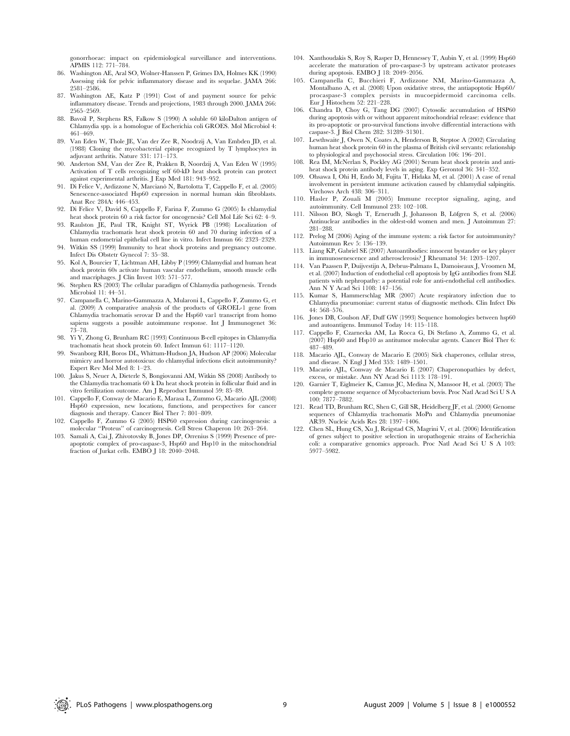gonorrhoeae: impact on epidemiological surveillance and interventions. APMIS 112: 771–784.

86. Washington AE, Aral SO, Wolner-Hanssen P, Grimes DA, Holmes KK (1990) Assessing risk for pelvic inflammatory disease and its sequelae. JAMA 266: 2581–2586.
87. Washington AE, Katz P (1991) Cost of and payment source for pelvic inflammatory disease. Trends and projections, 1983 through 2000. JAMA 266: 2565–2569.
88. Bavoil P, Stephens RS, Falkow S (1990) A soluble 60 kiloDalton antigen of Chlamydia spp. is a homologue of Escherichia coli GROES. Mol Microbiol 4: 461–469.
89. Van Eden W, Thole JE, Van der Zee R, Noodrzij A, Van Embden JD, et al. (1988) Cloning the mycobacterial epitope recognized by T lymphocytes in adjuvant arthritis. Nature 331: 171–173.
90. Anderton SM, Van der Zee R, Prakken B, Noordzij A, Van Eden W (1995) Activation of T cells recognizing self 60-kD heat shock protein can protect against experimental arthritis. J Exp Med 181: 943–952.
91. Di Felice V, Ardizzone N, Marcianò N, Bartolotta T, Cappello F, et al. (2005) Senescence-associated Hsp60 expression in normal human skin fibroblasts. Anat Rec 284A: 446–453.
92. Di Felice V, David S, Cappello F, Farina F, Zummo G (2005) Is chlamydial heat shock protein 60 a risk factor for oncogenesis? Cell Mol Life Sci 62: 4–9.
93. Raulston JE, Paul TR, Knight ST, Wyrick PB (1998) Localization of Chlamydia trachomatis heat shock protein 60 and 70 during infection of a human endometrial epithelial cell line in vitro. Infect Immun 66: 2323–2329.
94. Witkin SS (1999) Immunity to heat shock proteins and pregnancy outcome. Infect Dis Obstetr Gynecol 7: 35–38.
95. Kol A, Bourcier T, Lichtman AH, Libby P (1999) Chlamydial and human heat shock protein 60s activate human vascular endothelium, smooth muscle cells and macriphages. J Clin Invest 103: 571–577.
96. Stephen RS (2003) The cellular paradigm of Chlamydia pathogenesis. Trends Microbiol 11: 44–51.
97. Campanella C, Marino-Gammazza A, Mularoni L, Cappello F, Zummo G, et al. (2009) A comparative analysis of the products of GROEL-1 gene from Chlamydia trachomatis serovar D and the Hsp60 var1 transcript from homo sapiens suggests a possible autoimmune response. Int J Immunogenet 36: 73–78.
98. Yi Y, Zhong G, Brunham RC (1993) Continuous B-cell epitopes in Chlamydia trachomatis heat shock protein 60. Infect Immun 61: 1117–1120.
99. Swanborg RH, Boros DL, Whittum-Hudson JA, Hudson AP (2006) Molecular mimicry and horror autotoxicus: do chlamydial infections elicit autoimmunity? Expert Rev Mol Med 8: 1–23.
100. Jakus S, Neuer A, Dieterle S, Bongiovanni AM, Witkin SS (2008) Antibody to the Chlamydia trachomatis 60 k Da heat shock protein in follicular fluid and in vitro fertilization outcome. Am J Reproduct Immunol 59: 85–89.
101. Cappello F, Conway de Macario E, Marasa L, Zummo G, Macario AJL (2008) Hsp60 expression, new locations, functions, and perspectives for cancer diagnosis and therapy. Cancer Biol Ther 7: 801–809.
102. Cappello F, Zummo G (2005) HSP60 expression during carcinogenesis: a molecular ''Proteus'' of carcinogenesis. Cell Stress Chaperon 10: 263–264.
103. Samali A, Cai J, Zhivotovsky B, Jones DP, Orrenius S (1999) Presence of pre-apoptotic complex of pro-caspase-3, Hsp60 and Hsp10 in the mitochondrial fraction of Jurkat cells. EMBO J 18: 2040–2048.
104. Xanthoudakis S, Roy S, Rasper D, Hennessey T, Aubin Y, et al. (1999) Hsp60 accelerate the maturation of pro-caspase-3 by upstream activator proteases during apoptosis. EMBO J 18: 2049–2056.
105. Campanella C, Bucchieri F, Ardizzone NM, Marino-Gammazza A, Montalbano A, et al. (2008) Upon oxidative stress, the antiapoptotic Hsp60/procaspase-3 complex persists in mucoepidermoid carcinoma cells. Eur J Histochem 52: 221–228.
106. Chandra D, Choy G, Tang DG (2007) Cytosolic accumulation of HSP60 during apoptosis with or without apparent mitochondrial release: evidence that its pro-apoptotic or pro-survival functions involve differential interactions with caspase-3. J Biol Chem 282: 31289–31301.
107. Lewthwaite J, Owen N, Coates A, Henderson B, Steptoe A (2002) Circulating human heat shock protein 60 in the plasma of British civil servants: relationship to physiological and psychosocial stress. Circulation 106: 196–201.
108. Rea IM, McNerlan S, Pockley AG (2001) Serum heat shock protein and anti-heat shock protein antibody levels in aging. Exp Gerontol 36: 341–352.
109. Ohsawa I, Ohi H, Endo M, Fujita T, Hidaka M, et al. (2001) A case of renal involvement in persistent immune activation caused by chlamydial salpingitis. Virchows Arch 438: 306–311.
110. Hasler P, Zouali M (2005) Immune receptor signaling, aging, and autoimmunity. Cell Immunol 233: 102–108.
111. Nilsson BO, Skogh T, Ernerudh J, Johansson B, Löfgren S, et al. (2006) Antinuclear antibodies in the oldest-old women and men. J Autoimmun 27: 281–288.
112. Prelog M (2006) Aging of the immune system: a risk factor for autoimmunity? Autoimmun Rev 5: 136–139.
113. Liang KP, Gabriel SE (2007) Autoantibodies: innocent bystander or key player in immunosenescence and atherosclerosis? J Rheumatol 34: 1203–1207.
114. Van Paassen P, Duijvestijn A, Debrus-Palmans L, Damoiseaux J, Vroomen M, et al. (2007) Induction of endothelial cell apoptosis by IgG antibodies from SLE patients with nephropathy: a potential role for anti-endothelial cell antibodies. Ann N Y Acad Sci 1108: 147–156.
115. Kumar S, Hammerschlag MR (2007) Acute respiratory infection due to Chlamydia pneumoniae: current status of diagnostic methods. Clin Infect Dis 44: 568–576.
116. Jones DB, Coulson AF, Duff GW (1993) Sequence homologies between hsp60 and autoantigens. Immunol Today 14: 115–118.
117. Cappello F, Czarnecka AM, La Rocca G, Di Stefano A, Zummo G, et al. (2007) Hsp60 and Hsp10 as antitumor molecular agents. Cancer Biol Ther 6: 487–489.
118. Macario AJL, Conway de Macario E (2005) Sick chaperones, cellular stress, and disease. N Engl J Med 353: 1489–1501.
119. Macario AJL, Conway de Macario E (2007) Chaperonopathies by defect, excess, or mistake. Ann NY Acad Sci 1113: 178–191.
120. Garnier T, Eiglmeier K, Camus JC, Medina N, Mansoor H, et al. (2003) The complete genome sequence of Mycobacterium bovis. Proc Natl Acad Sci U S A 100: 7877–7882.
121. Read TD, Brunham RC, Shen C, Gill SR, Heidelberg JF, et al. (2000) Genome sequences of Chlamydia trachomatis MoPn and Chlamydia pneumoniae AR39. Nucleic Acids Res 28: 1397–1406.
122. Chen SL, Hung CS, Xu J, Reigstad CS, Magrini V, et al. (2006) Identification of genes subject to positive selection in uropathogenic strains of Escherichia coli: a comparative genomics approach. Proc Natl Acad Sci U S A 103: 5977–5982.